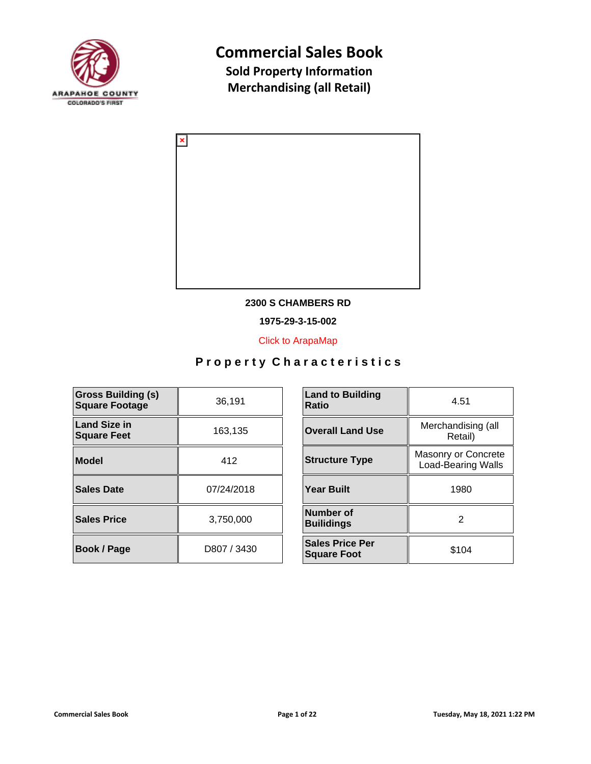# Commercial Sales Book

## Sold Property Information

## Merchandising (all Retail)

**2300 S CHAMBERS RD**

**1975-29-3-15-002**

Click to ArapaMap

### Property Characteristics

| | | | |
|---|---|---|---|
| **Gross Building (s) Square Footage** | 36,191 | **Land to Building Ratio** | 4.51 |
| **Land Size in Square Feet** | 163,135 | **Overall Land Use** | Merchandising (all Retail) |
| **Model** | 412 | **Structure Type** | Masonry or Concrete Load-Bearing Walls |
| **Sales Date** | 07/24/2018 | **Year Built** | 1980 |
| **Sales Price** | 3,750,000 | **Number of Builidings** | 2 |
| **Book / Page** | D807 / 3430 | **Sales Price Per Square Foot** | $104 |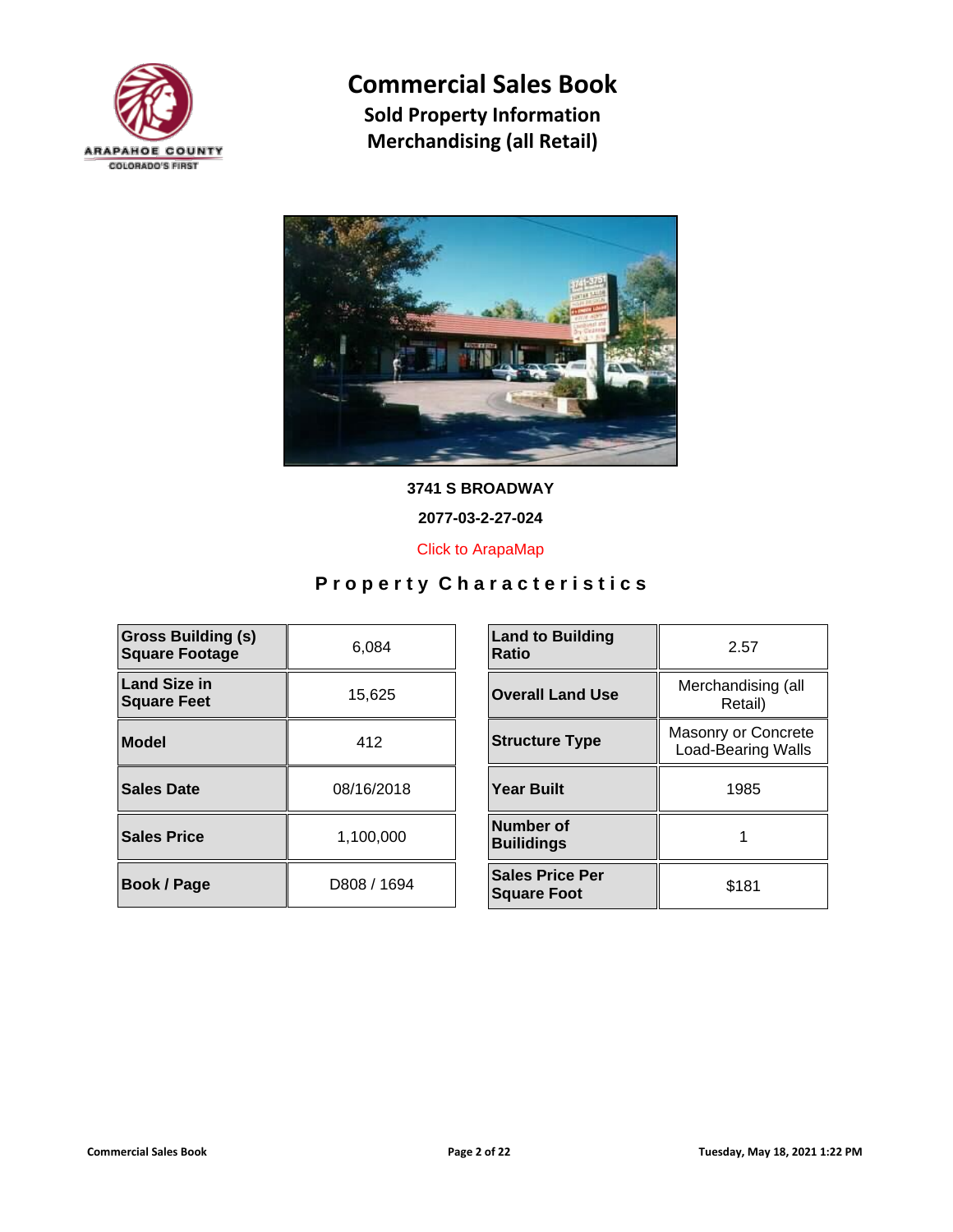# Commercial Sales Book

## Sold Property Information

## Merchandising (all Retail)

**3741 S BROADWAY**

**2077-03-2-27-024**

Click to ArapaMap

### Property Characteristics

| Gross Building (s) Square Footage | 6,084 | Land to Building Ratio | 2.57 |
|---|---|---|---|
| Land Size in Square Feet | 15,625 | Overall Land Use | Merchandising (all Retail) |
| Model | 412 | Structure Type | Masonry or Concrete Load-Bearing Walls |
| Sales Date | 08/16/2018 | Year Built | 1985 |
| Sales Price | 1,100,000 | Number of Builidings | 1 |
| Book / Page | D808 / 1694 | Sales Price Per Square Foot | $181 |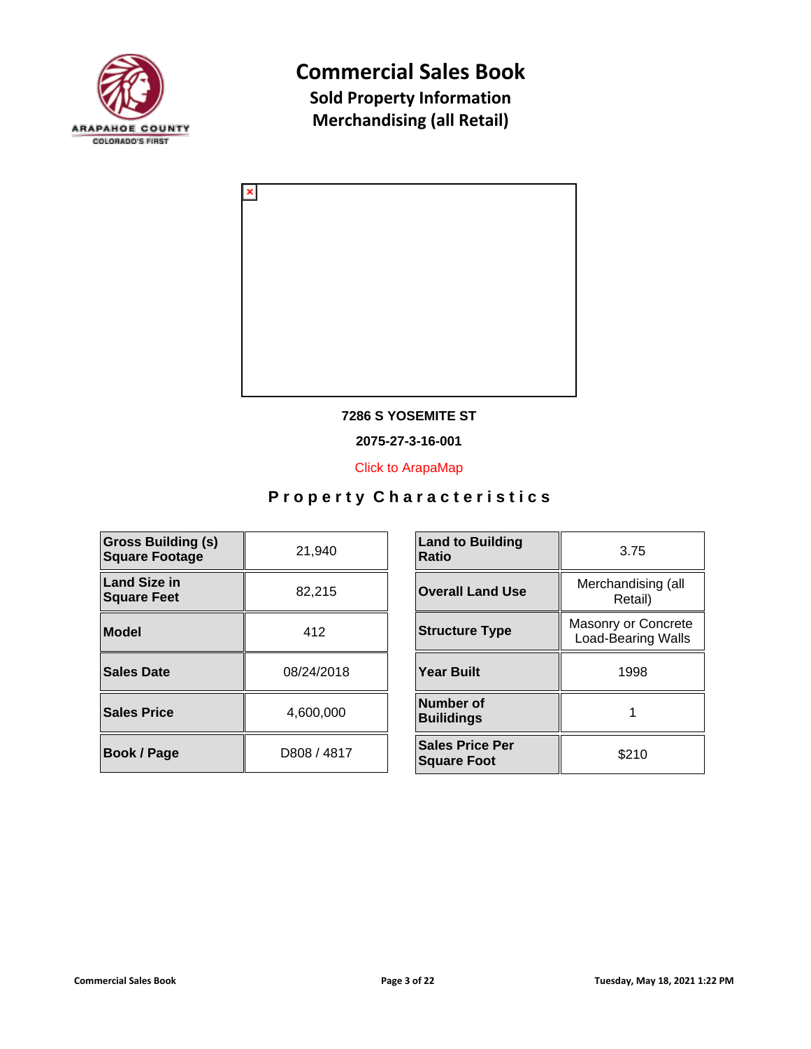# Commercial Sales Book

## Sold Property Information

## Merchandising (all Retail)

**7286 S YOSEMITE ST**

**2075-27-3-16-001**

Click to ArapaMap

### Property Characteristics

| Field | Value |
| --- | --- |
| **Gross Building (s) Square Footage** | 21,940 |
| **Land Size in Square Feet** | 82,215 |
| **Model** | 412 |
| **Sales Date** | 08/24/2018 |
| **Sales Price** | 4,600,000 |
| **Book / Page** | D808 / 4817 |

| Field | Value |
| --- | --- |
| **Land to Building Ratio** | 3.75 |
| **Overall Land Use** | Merchandising (all Retail) |
| **Structure Type** | Masonry or Concrete Load-Bearing Walls |
| **Year Built** | 1998 |
| **Number of Builidings** | 1 |
| **Sales Price Per Square Foot** | $210 |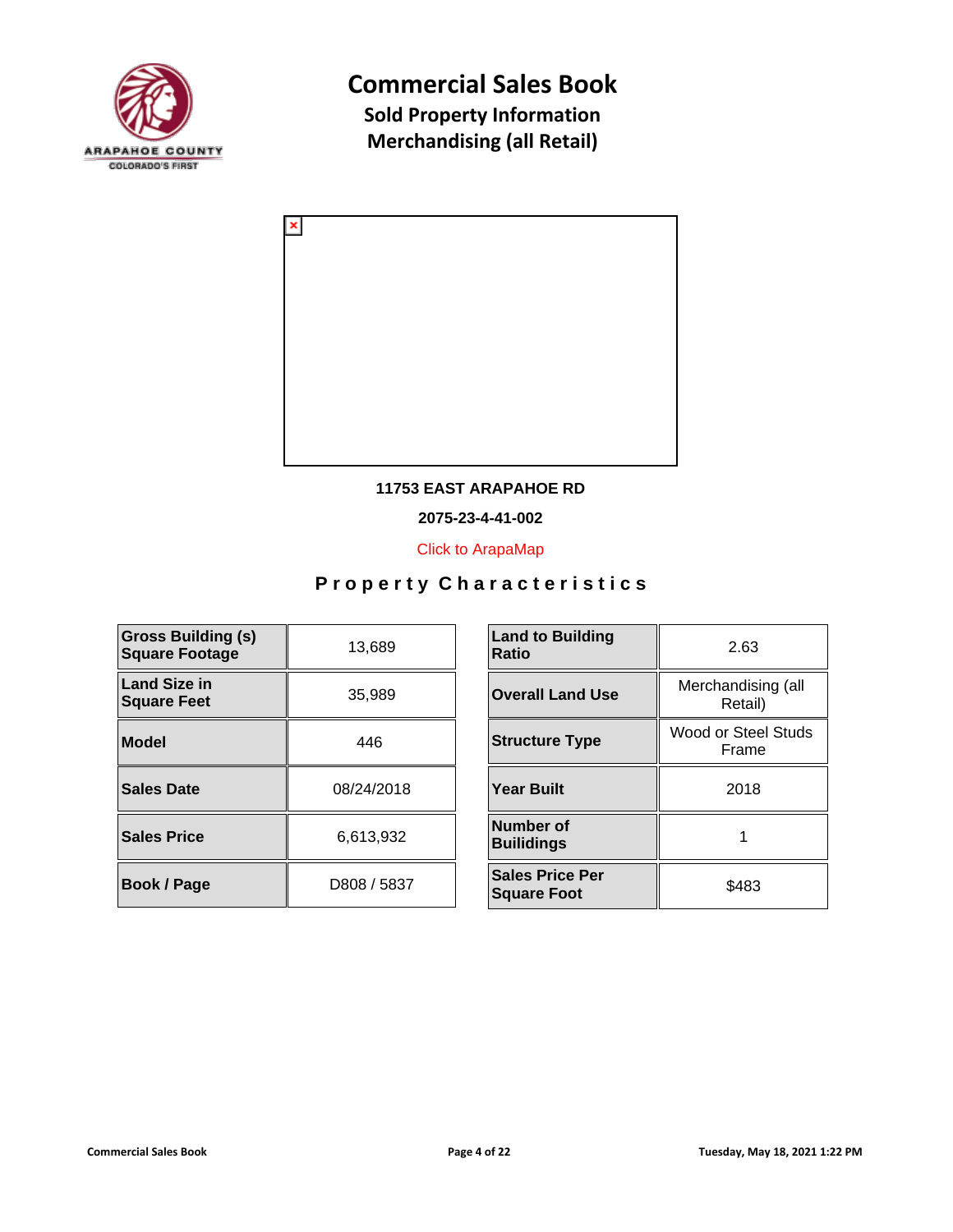# Commercial Sales Book

## Sold Property Information

## Merchandising (all Retail)

**11753 EAST ARAPAHOE RD**

**2075-23-4-41-002**

Click to ArapaMap

### Property Characteristics

| | |
|---|---|
| **Gross Building (s) Square Footage** | 13,689 |
| **Land Size in Square Feet** | 35,989 |
| **Model** | 446 |
| **Sales Date** | 08/24/2018 |
| **Sales Price** | 6,613,932 |
| **Book / Page** | D808 / 5837 |

| | |
|---|---|
| **Land to Building Ratio** | 2.63 |
| **Overall Land Use** | Merchandising (all Retail) |
| **Structure Type** | Wood or Steel Studs Frame |
| **Year Built** | 2018 |
| **Number of Builidings** | 1 |
| **Sales Price Per Square Foot** | $483 |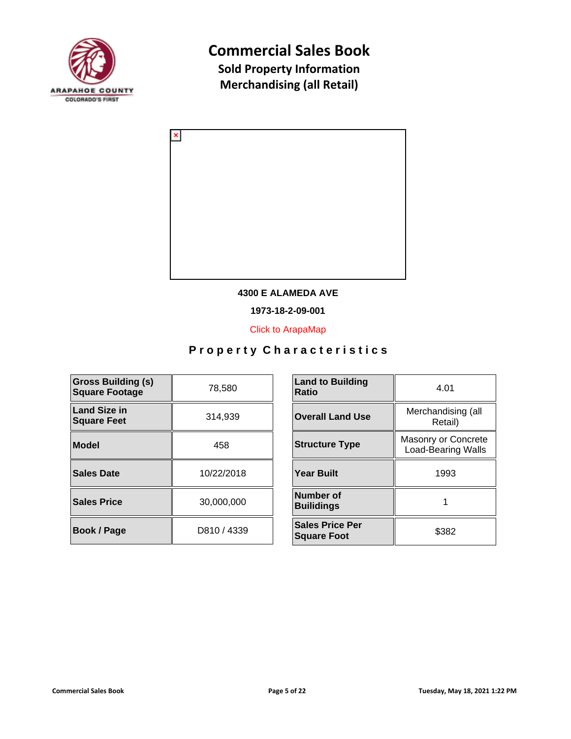# Commercial Sales Book

## Sold Property Information

## Merchandising (all Retail)

**4300 E ALAMEDA AVE**

**1973-18-2-09-001**

Click to ArapaMap

### Property Characteristics

| | |
|---|---|
| **Gross Building (s) Square Footage** | 78,580 |
| **Land Size in Square Feet** | 314,939 |
| **Model** | 458 |
| **Sales Date** | 10/22/2018 |
| **Sales Price** | 30,000,000 |
| **Book / Page** | D810 / 4339 |

| | |
|---|---|
| **Land to Building Ratio** | 4.01 |
| **Overall Land Use** | Merchandising (all Retail) |
| **Structure Type** | Masonry or Concrete Load-Bearing Walls |
| **Year Built** | 1993 |
| **Number of Builidings** | 1 |
| **Sales Price Per Square Foot** | $382 |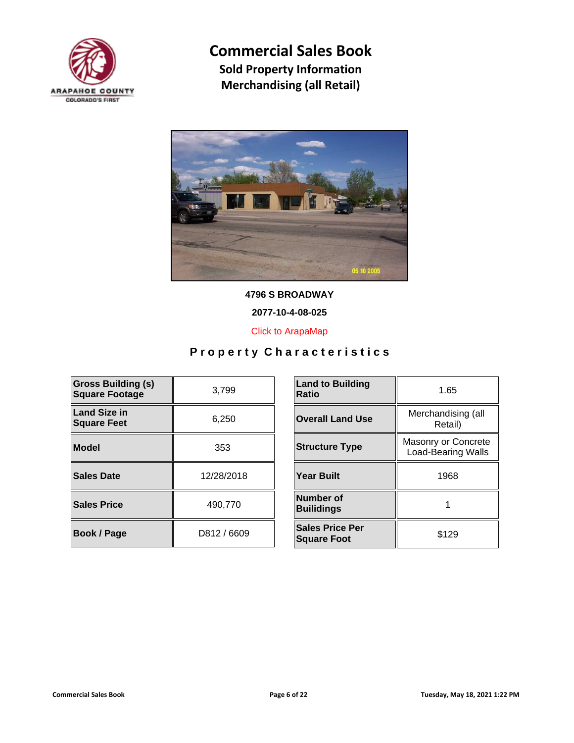# Commercial Sales Book

## Sold Property Information

## Merchandising (all Retail)

**4796 S BROADWAY**

**2077-10-4-08-025**

Click to ArapaMap

### Property Characteristics

| | |
|---|---|
| **Gross Building (s) Square Footage** | 3,799 |
| **Land Size in Square Feet** | 6,250 |
| **Model** | 353 |
| **Sales Date** | 12/28/2018 |
| **Sales Price** | 490,770 |
| **Book / Page** | D812 / 6609 |

| | |
|---|---|
| **Land to Building Ratio** | 1.65 |
| **Overall Land Use** | Merchandising (all Retail) |
| **Structure Type** | Masonry or Concrete Load-Bearing Walls |
| **Year Built** | 1968 |
| **Number of Builidings** | 1 |
| **Sales Price Per Square Foot** | $129 |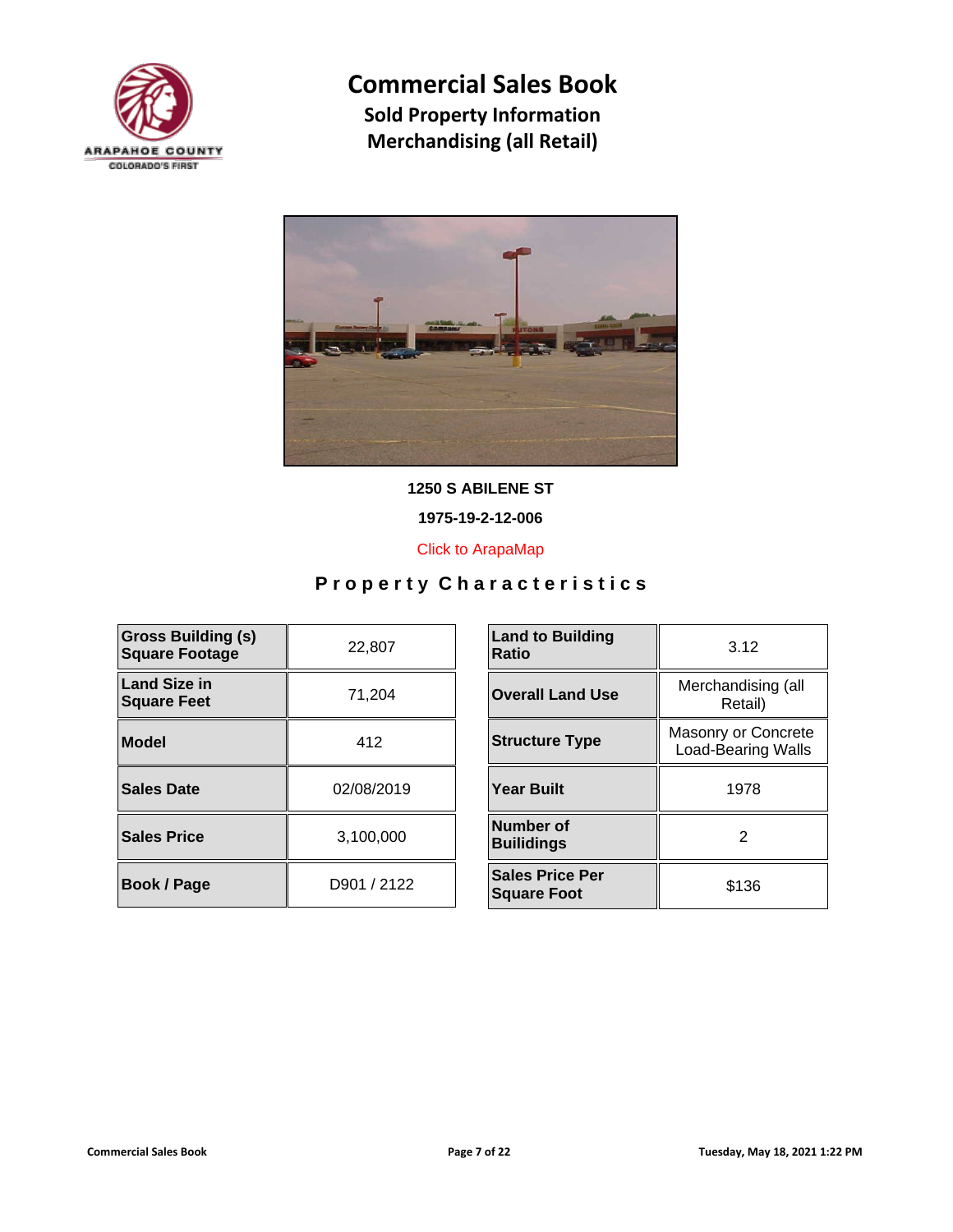# Commercial Sales Book

## Sold Property Information

## Merchandising (all Retail)

**1250 S ABILENE ST**

**1975-19-2-12-006**

Click to ArapaMap

### Property Characteristics

| Gross Building (s) Square Footage | 22,807 |
|---|---|
| Land Size in Square Feet | 71,204 |
| Model | 412 |
| Sales Date | 02/08/2019 |
| Sales Price | 3,100,000 |
| Book / Page | D901 / 2122 |

| Land to Building Ratio | 3.12 |
|---|---|
| Overall Land Use | Merchandising (all Retail) |
| Structure Type | Masonry or Concrete Load-Bearing Walls |
| Year Built | 1978 |
| Number of Builidings | 2 |
| Sales Price Per Square Foot | $136 |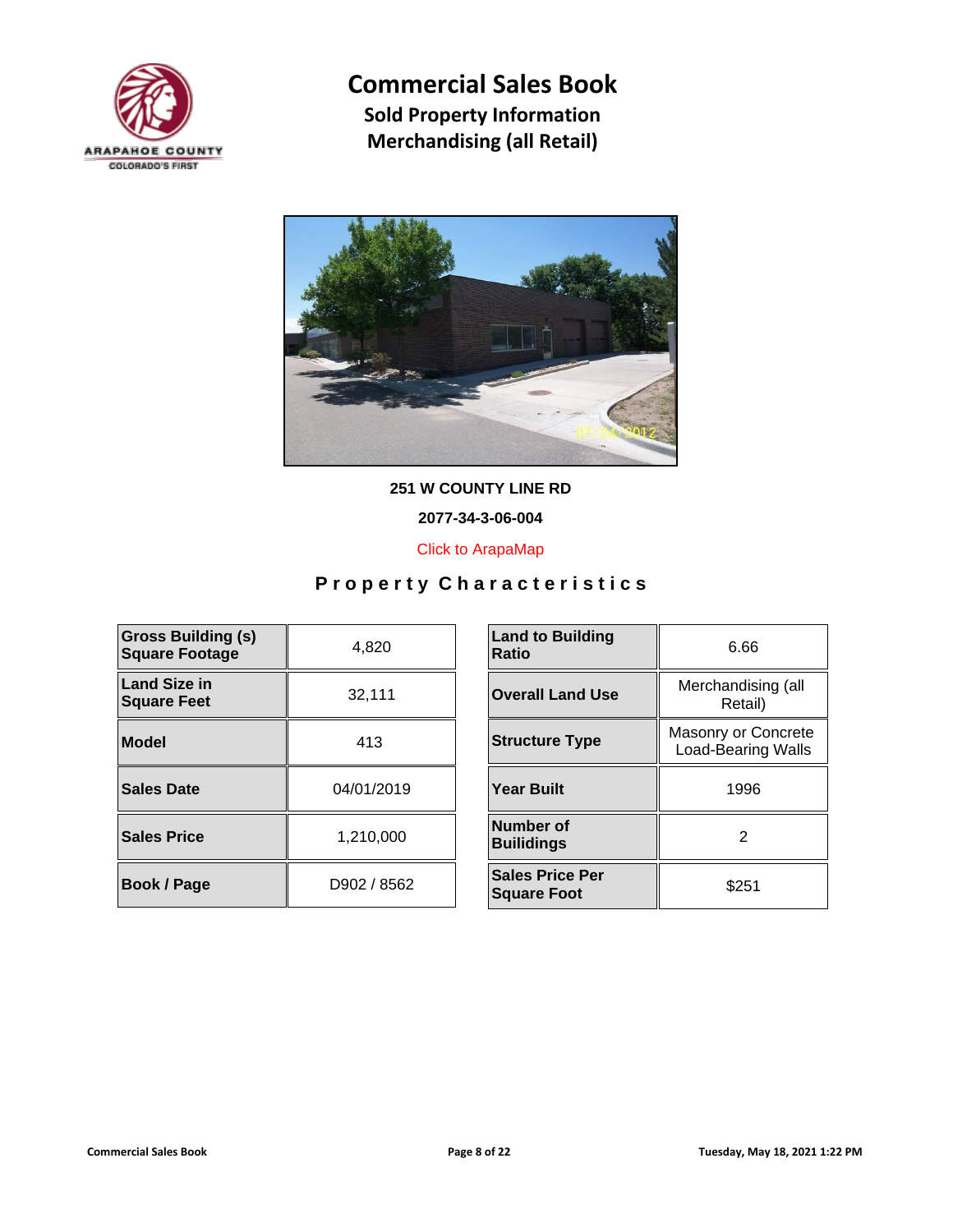# Commercial Sales Book

## Sold Property Information

## Merchandising (all Retail)

**251 W COUNTY LINE RD**

**2077-34-3-06-004**

Click to ArapaMap

### Property Characteristics

| Gross Building (s) Square Footage | 4,820 |
|---|---|
| Land Size in Square Feet | 32,111 |
| Model | 413 |
| Sales Date | 04/01/2019 |
| Sales Price | 1,210,000 |
| Book / Page | D902 / 8562 |

| Land to Building Ratio | 6.66 |
|---|---|
| Overall Land Use | Merchandising (all Retail) |
| Structure Type | Masonry or Concrete Load-Bearing Walls |
| Year Built | 1996 |
| Number of Builidings | 2 |
| Sales Price Per Square Foot | $251 |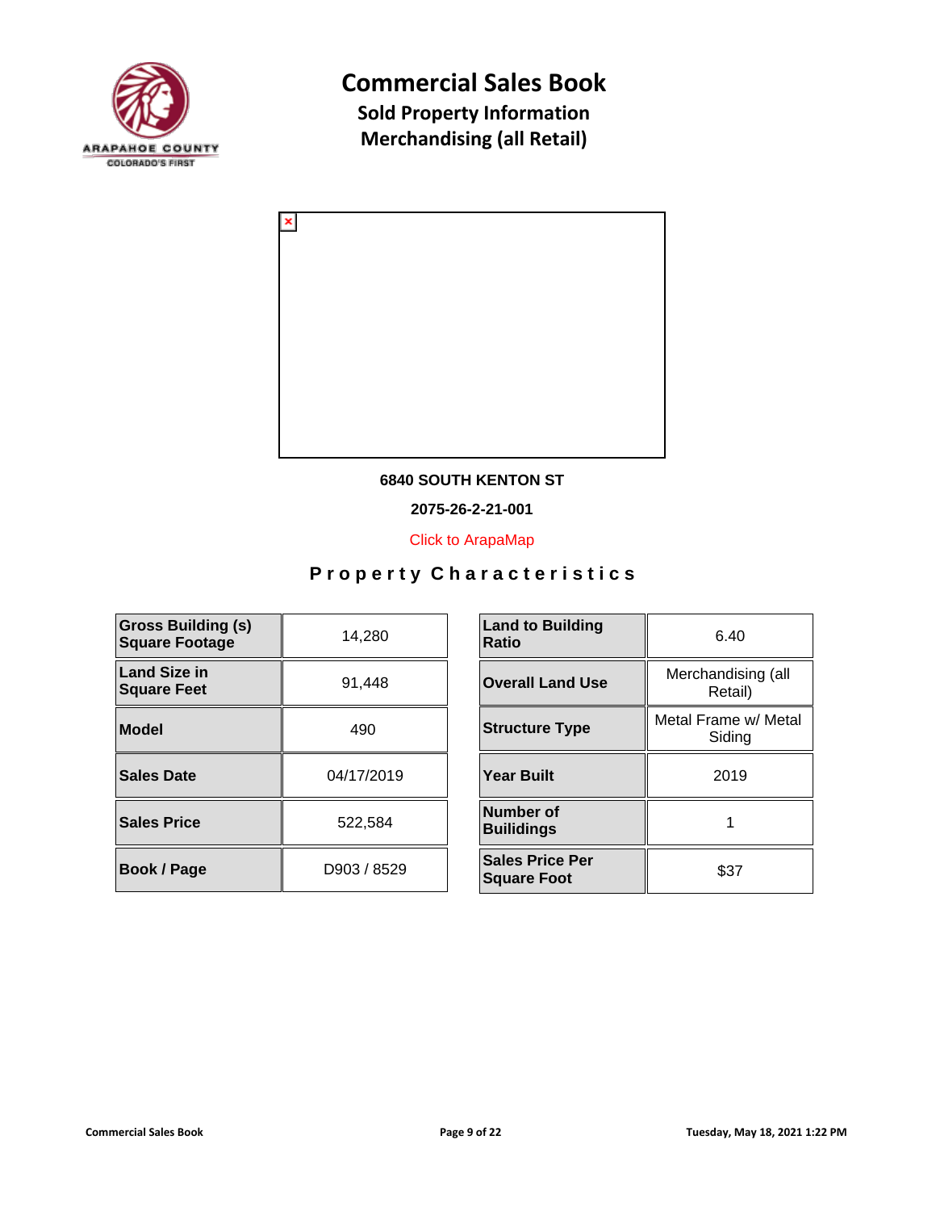# Commercial Sales Book

## Sold Property Information

## Merchandising (all Retail)

**6840 SOUTH KENTON ST**

**2075-26-2-21-001**

Click to ArapaMap

### Property Characteristics

| Field | Value | Field | Value |
|---|---|---|---|
| **Gross Building (s) Square Footage** | 14,280 | **Land to Building Ratio** | 6.40 |
| **Land Size in Square Feet** | 91,448 | **Overall Land Use** | Merchandising (all Retail) |
| **Model** | 490 | **Structure Type** | Metal Frame w/ Metal Siding |
| **Sales Date** | 04/17/2019 | **Year Built** | 2019 |
| **Sales Price** | 522,584 | **Number of Builidings** | 1 |
| **Book / Page** | D903 / 8529 | **Sales Price Per Square Foot** | $37 |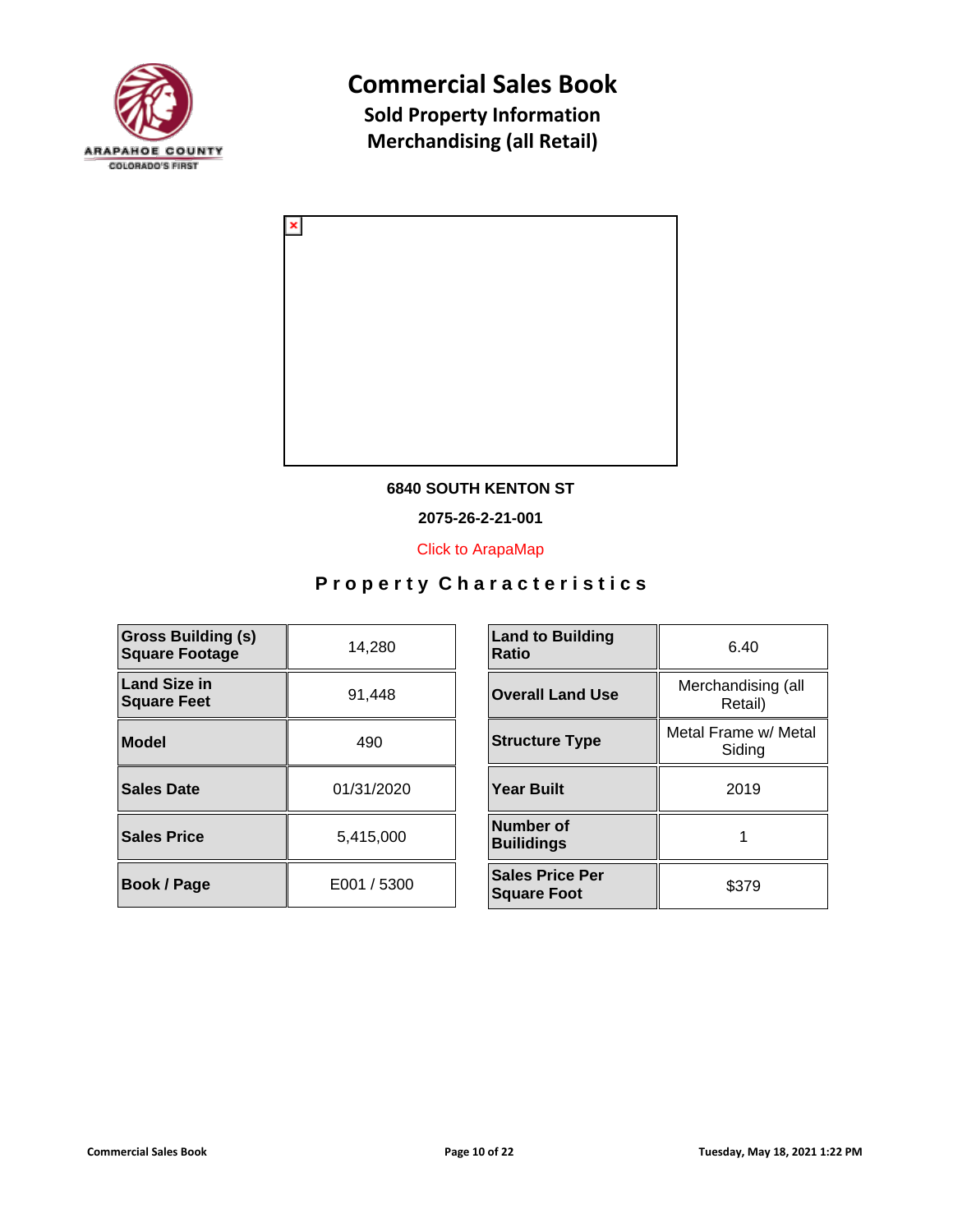# Commercial Sales Book

## Sold Property Information

## Merchandising (all Retail)

**6840 SOUTH KENTON ST**

**2075-26-2-21-001**

Click to ArapaMap

## Property Characteristics

| | |
|---|---|
| **Gross Building (s) Square Footage** | 14,280 |
| **Land Size in Square Feet** | 91,448 |
| **Model** | 490 |
| **Sales Date** | 01/31/2020 |
| **Sales Price** | 5,415,000 |
| **Book / Page** | E001 / 5300 |

| | |
|---|---|
| **Land to Building Ratio** | 6.40 |
| **Overall Land Use** | Merchandising (all Retail) |
| **Structure Type** | Metal Frame w/ Metal Siding |
| **Year Built** | 2019 |
| **Number of Builidings** | 1 |
| **Sales Price Per Square Foot** | $379 |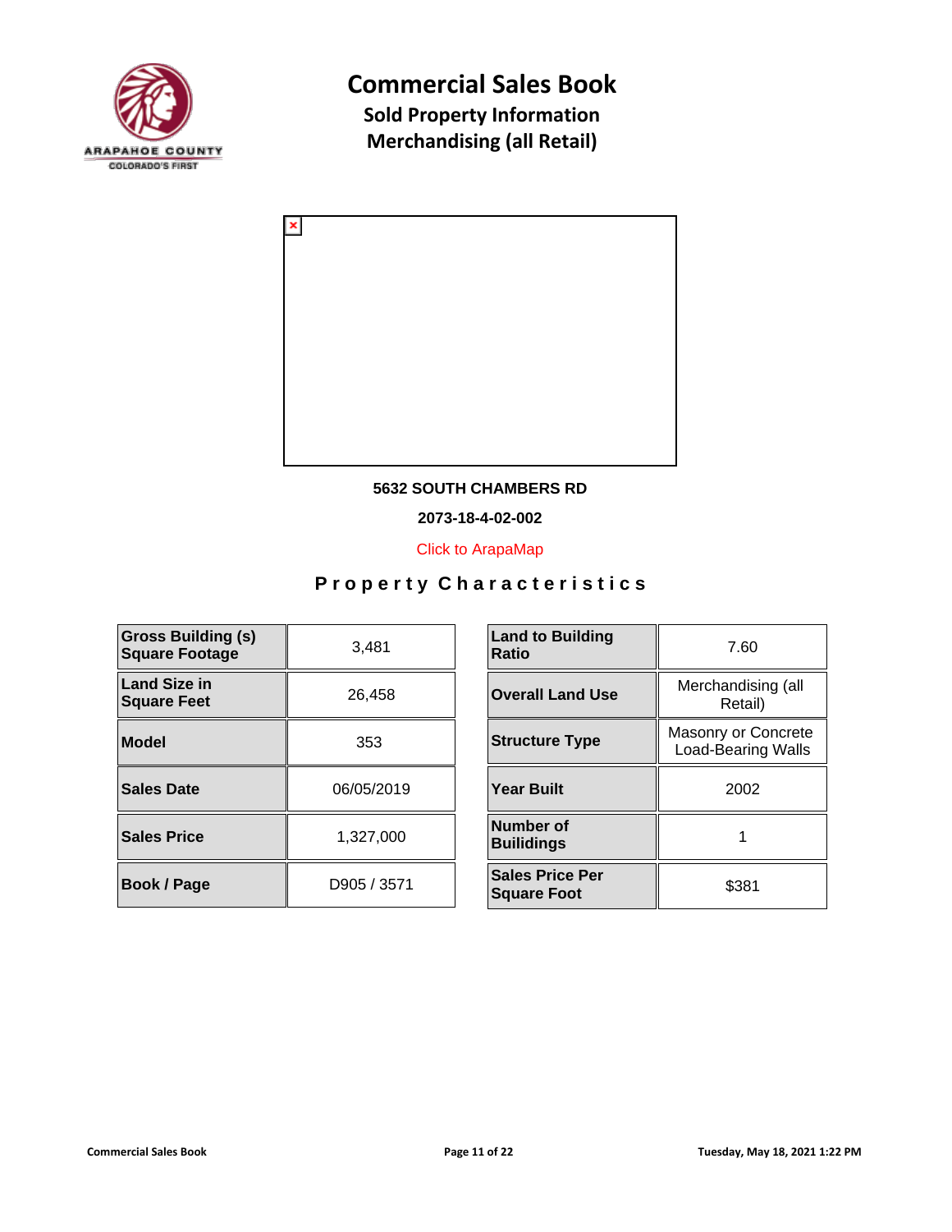# Commercial Sales Book

## Sold Property Information

## Merchandising (all Retail)

**5632 SOUTH CHAMBERS RD**

**2073-18-4-02-002**

Click to ArapaMap

## Property Characteristics

| | |
|---|---|
| **Gross Building (s) Square Footage** | 3,481 |
| **Land Size in Square Feet** | 26,458 |
| **Model** | 353 |
| **Sales Date** | 06/05/2019 |
| **Sales Price** | 1,327,000 |
| **Book / Page** | D905 / 3571 |

| | |
|---|---|
| **Land to Building Ratio** | 7.60 |
| **Overall Land Use** | Merchandising (all Retail) |
| **Structure Type** | Masonry or Concrete Load-Bearing Walls |
| **Year Built** | 2002 |
| **Number of Builidings** | 1 |
| **Sales Price Per Square Foot** | $381 |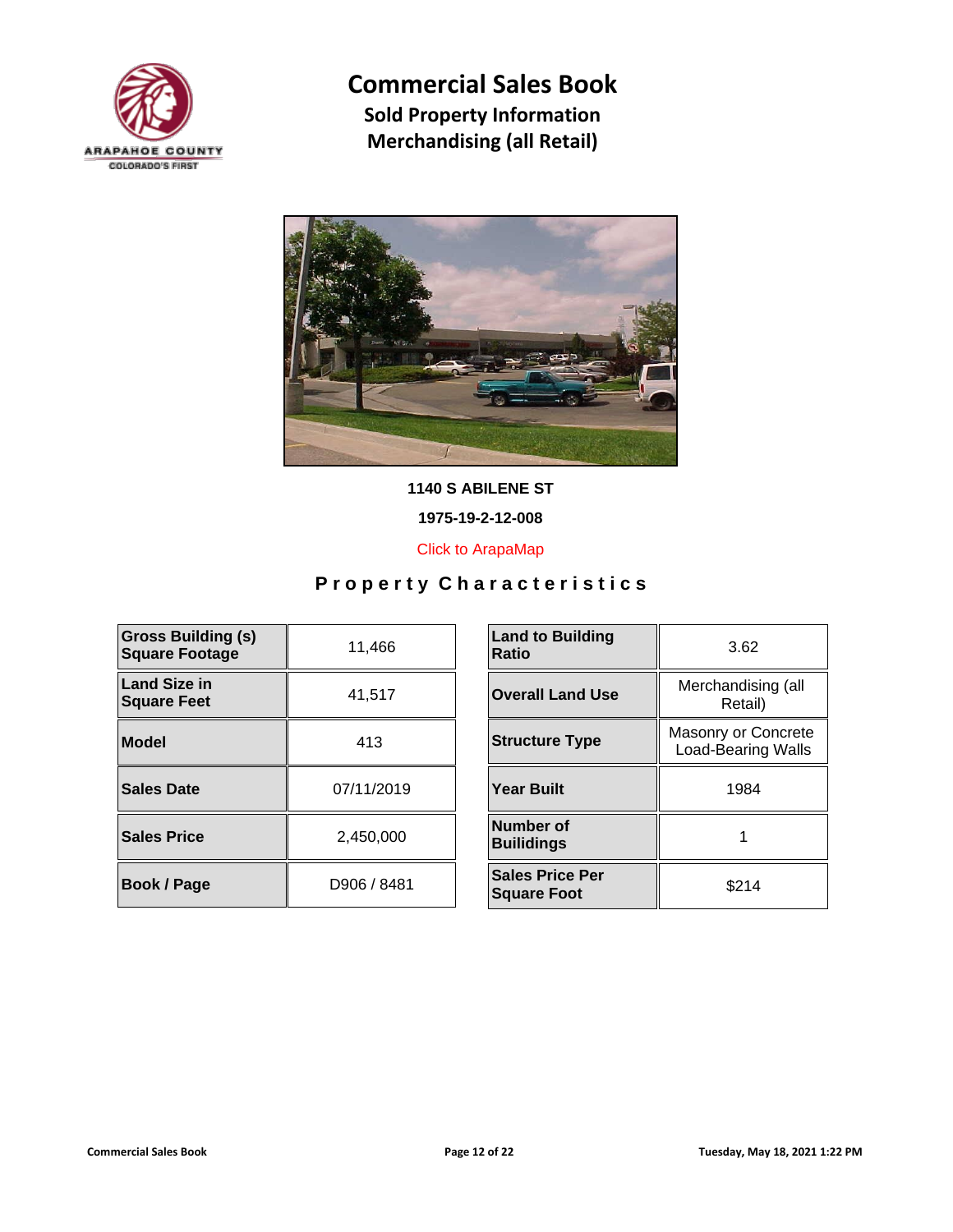# Commercial Sales Book

## Sold Property Information

## Merchandising (all Retail)

**1140 S ABILENE ST**

**1975-19-2-12-008**

Click to ArapaMap

### Property Characteristics

| Gross Building (s) Square Footage | 11,466 |
|---|---|
| Land Size in Square Feet | 41,517 |
| Model | 413 |
| Sales Date | 07/11/2019 |
| Sales Price | 2,450,000 |
| Book / Page | D906 / 8481 |

| Land to Building Ratio | 3.62 |
|---|---|
| Overall Land Use | Merchandising (all Retail) |
| Structure Type | Masonry or Concrete Load-Bearing Walls |
| Year Built | 1984 |
| Number of Builidings | 1 |
| Sales Price Per Square Foot | $214 |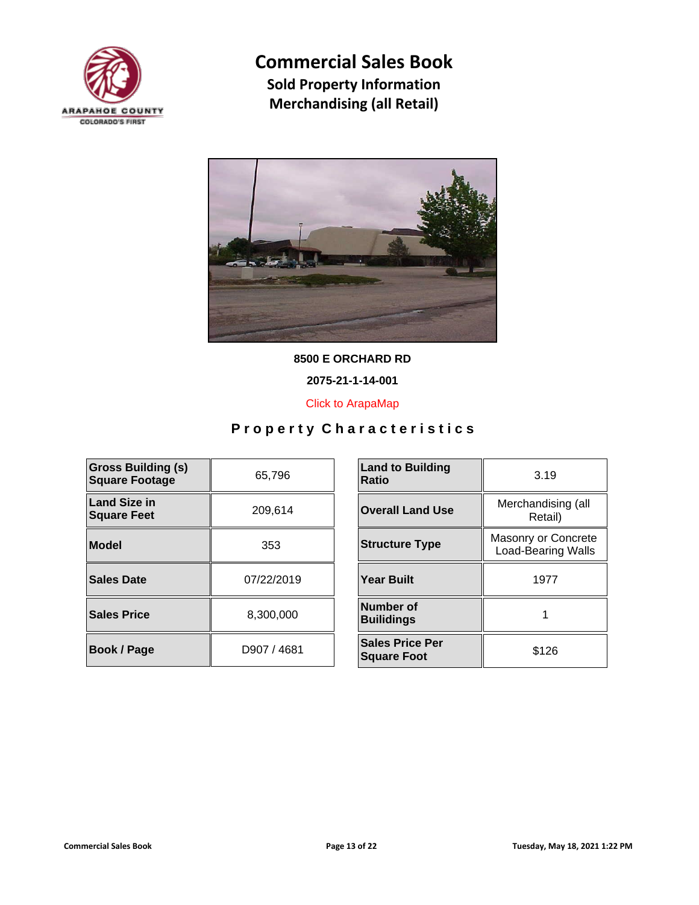# Commercial Sales Book

## Sold Property Information

## Merchandising (all Retail)

**8500 E ORCHARD RD**

**2075-21-1-14-001**

Click to ArapaMap

### Property Characteristics

| Gross Building (s) Square Footage | 65,796 |
|---|---|
| Land Size in Square Feet | 209,614 |
| Model | 353 |
| Sales Date | 07/22/2019 |
| Sales Price | 8,300,000 |
| Book / Page | D907 / 4681 |

| Land to Building Ratio | 3.19 |
|---|---|
| Overall Land Use | Merchandising (all Retail) |
| Structure Type | Masonry or Concrete Load-Bearing Walls |
| Year Built | 1977 |
| Number of Builidings | 1 |
| Sales Price Per Square Foot | $126 |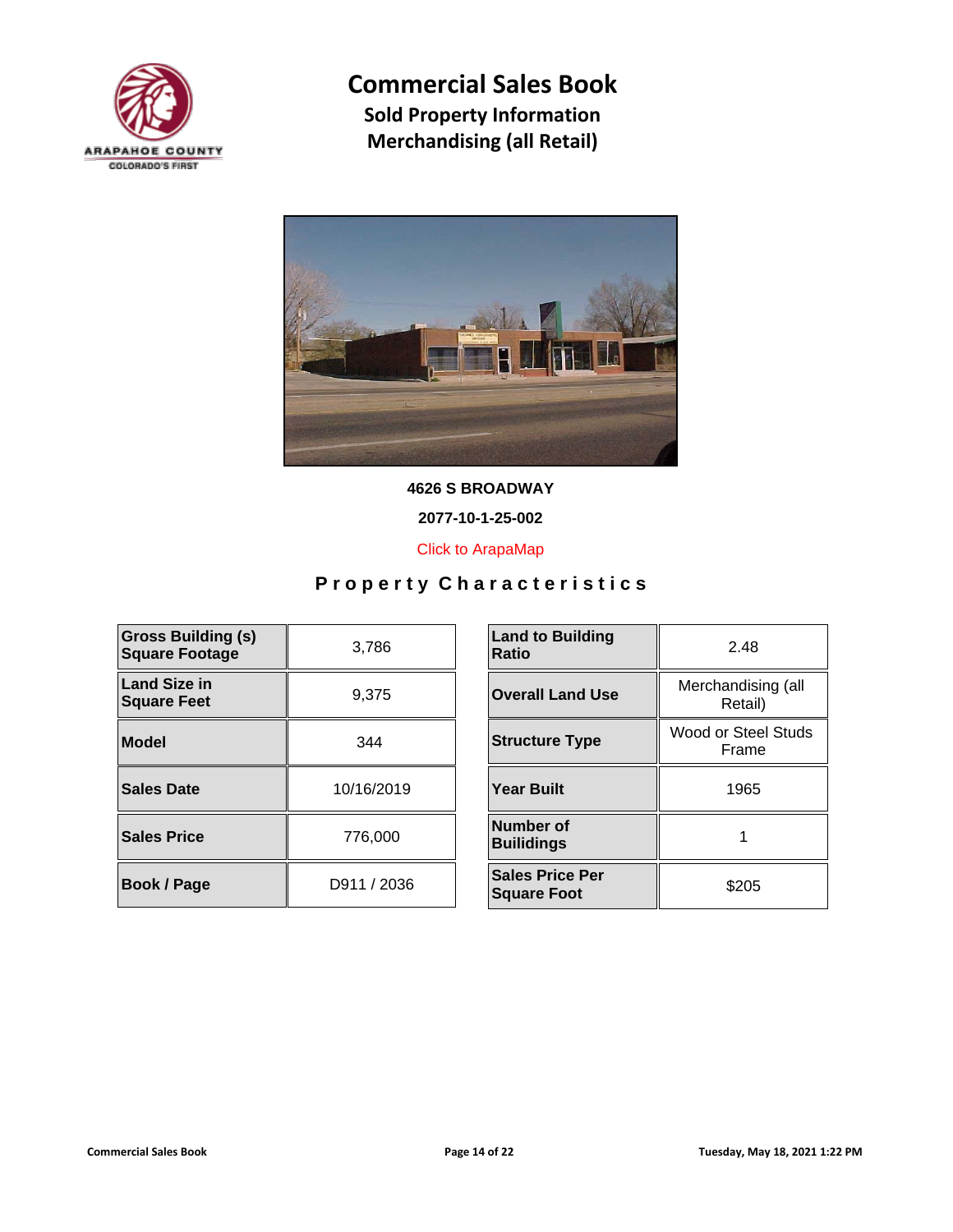# Commercial Sales Book

## Sold Property Information

## Merchandising (all Retail)

**4626 S BROADWAY**

**2077-10-1-25-002**

Click to ArapaMap

## Property Characteristics

| | |
|---|---|
| **Gross Building (s) Square Footage** | 3,786 |
| **Land Size in Square Feet** | 9,375 |
| **Model** | 344 |
| **Sales Date** | 10/16/2019 |
| **Sales Price** | 776,000 |
| **Book / Page** | D911 / 2036 |

| | |
|---|---|
| **Land to Building Ratio** | 2.48 |
| **Overall Land Use** | Merchandising (all Retail) |
| **Structure Type** | Wood or Steel Studs Frame |
| **Year Built** | 1965 |
| **Number of Builidings** | 1 |
| **Sales Price Per Square Foot** | $205 |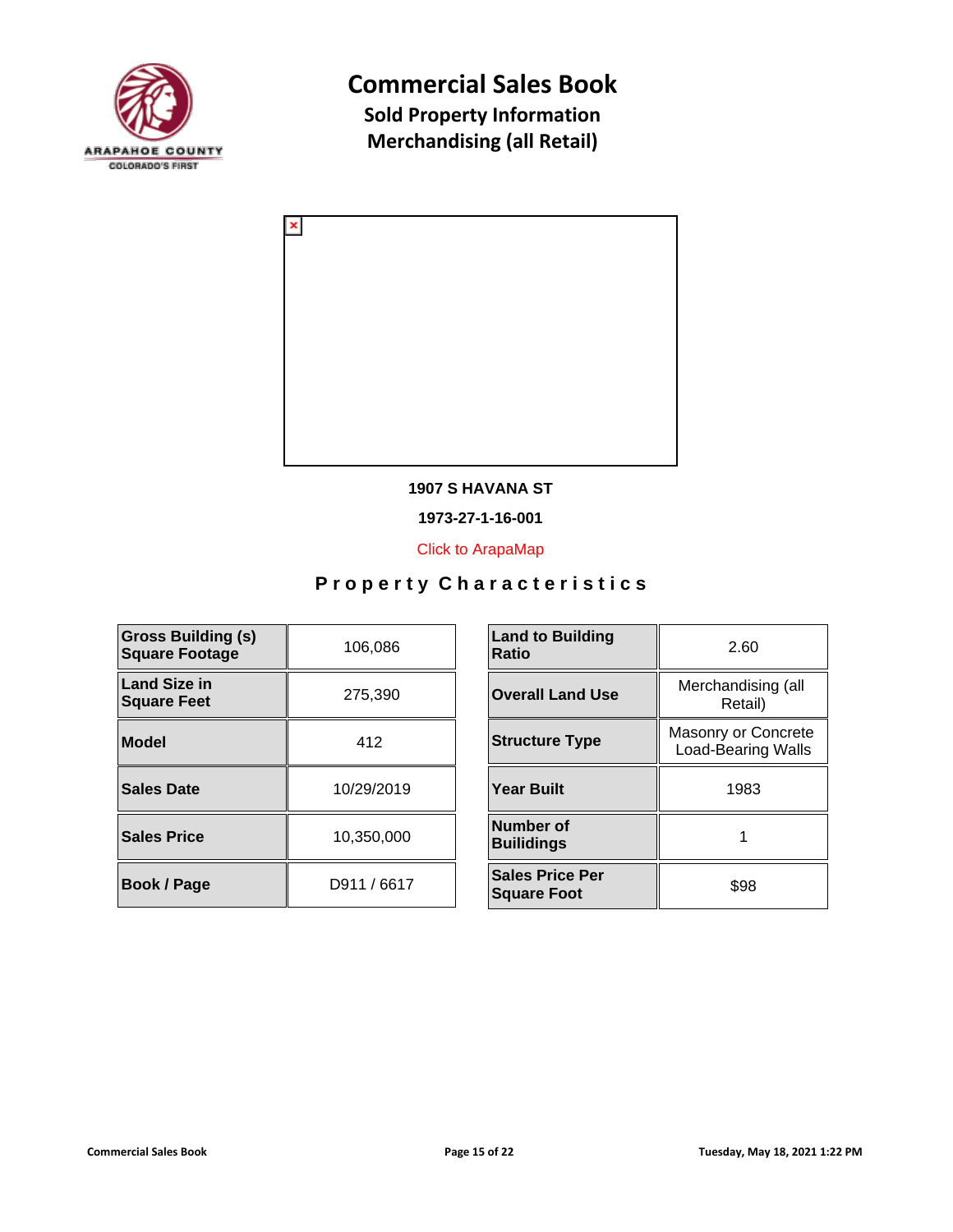# Commercial Sales Book

## Sold Property Information

## Merchandising (all Retail)

**1907 S HAVANA ST**

**1973-27-1-16-001**

Click to ArapaMap

### Property Characteristics

| | |
|---|---|
| **Gross Building (s) Square Footage** | 106,086 |
| **Land Size in Square Feet** | 275,390 |
| **Model** | 412 |
| **Sales Date** | 10/29/2019 |
| **Sales Price** | 10,350,000 |
| **Book / Page** | D911 / 6617 |

| | |
|---|---|
| **Land to Building Ratio** | 2.60 |
| **Overall Land Use** | Merchandising (all Retail) |
| **Structure Type** | Masonry or Concrete Load-Bearing Walls |
| **Year Built** | 1983 |
| **Number of Builidings** | 1 |
| **Sales Price Per Square Foot** | $98 |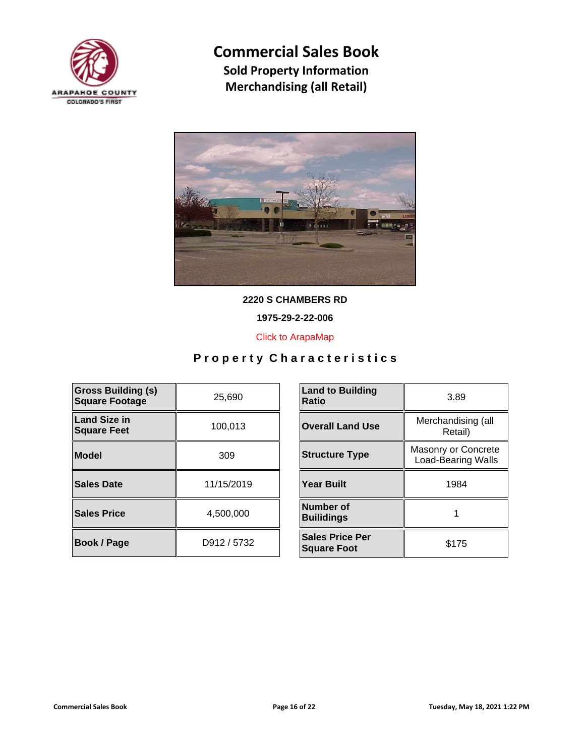# Commercial Sales Book

## Sold Property Information

## Merchandising (all Retail)

**2220 S CHAMBERS RD**

**1975-29-2-22-006**

Click to ArapaMap

### Property Characteristics

| **Gross Building (s) Square Footage** | 25,690 | **Land to Building Ratio** | 3.89 |
|---|---|---|---|
| **Land Size in Square Feet** | 100,013 | **Overall Land Use** | Merchandising (all Retail) |
| **Model** | 309 | **Structure Type** | Masonry or Concrete Load-Bearing Walls |
| **Sales Date** | 11/15/2019 | **Year Built** | 1984 |
| **Sales Price** | 4,500,000 | **Number of Builidings** | 1 |
| **Book / Page** | D912 / 5732 | **Sales Price Per Square Foot** | $175 |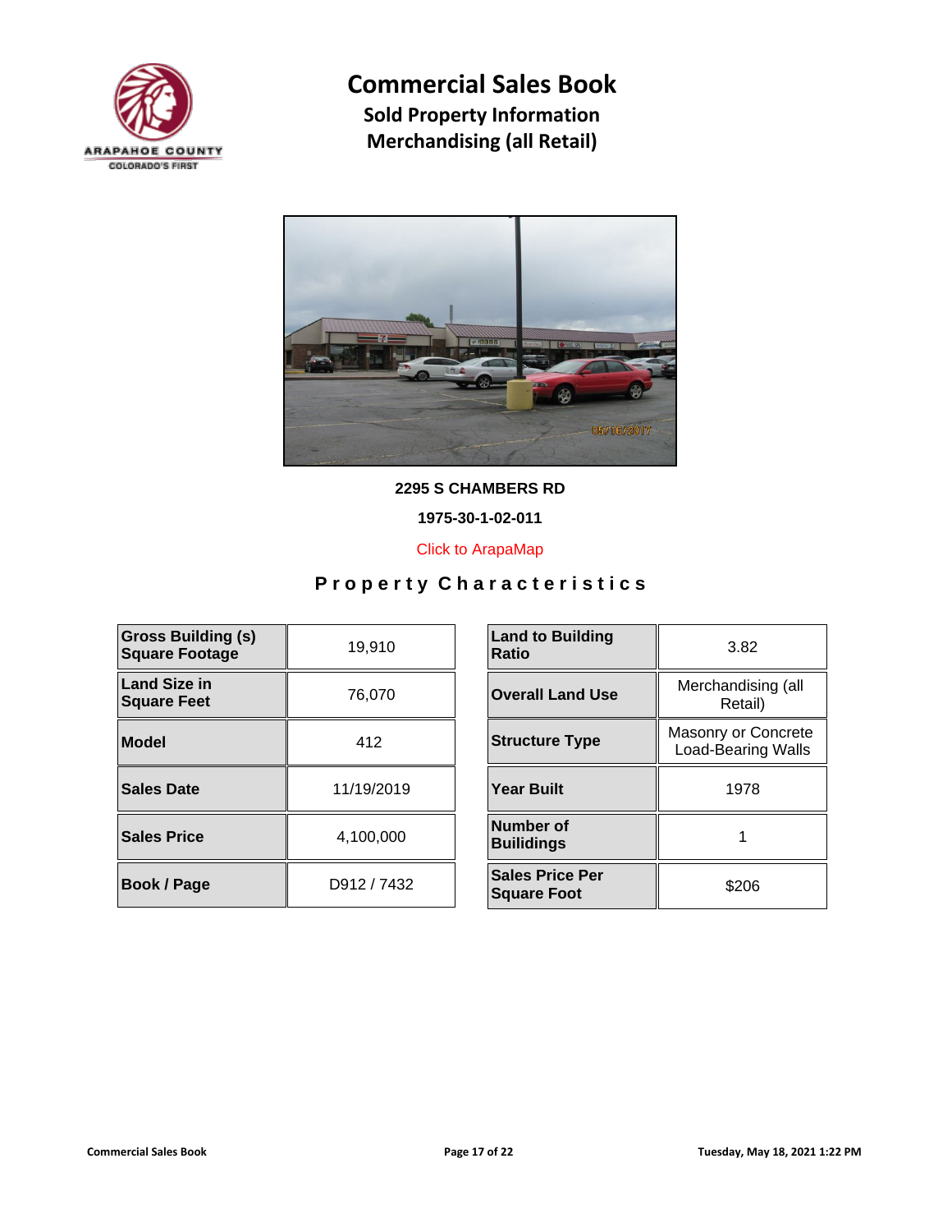# Commercial Sales Book

## Sold Property Information

## Merchandising (all Retail)

**2295 S CHAMBERS RD**

**1975-30-1-02-011**

Click to ArapaMap

## Property Characteristics

| | | | | |
|---|---|---|---|---|
| **Gross Building (s) Square Footage** | 19,910 | | **Land to Building Ratio** | 3.82 |
| **Land Size in Square Feet** | 76,070 | | **Overall Land Use** | Merchandising (all Retail) |
| **Model** | 412 | | **Structure Type** | Masonry or Concrete Load-Bearing Walls |
| **Sales Date** | 11/19/2019 | | **Year Built** | 1978 |
| **Sales Price** | 4,100,000 | | **Number of Builidings** | 1 |
| **Book / Page** | D912 / 7432 | | **Sales Price Per Square Foot** | $206 |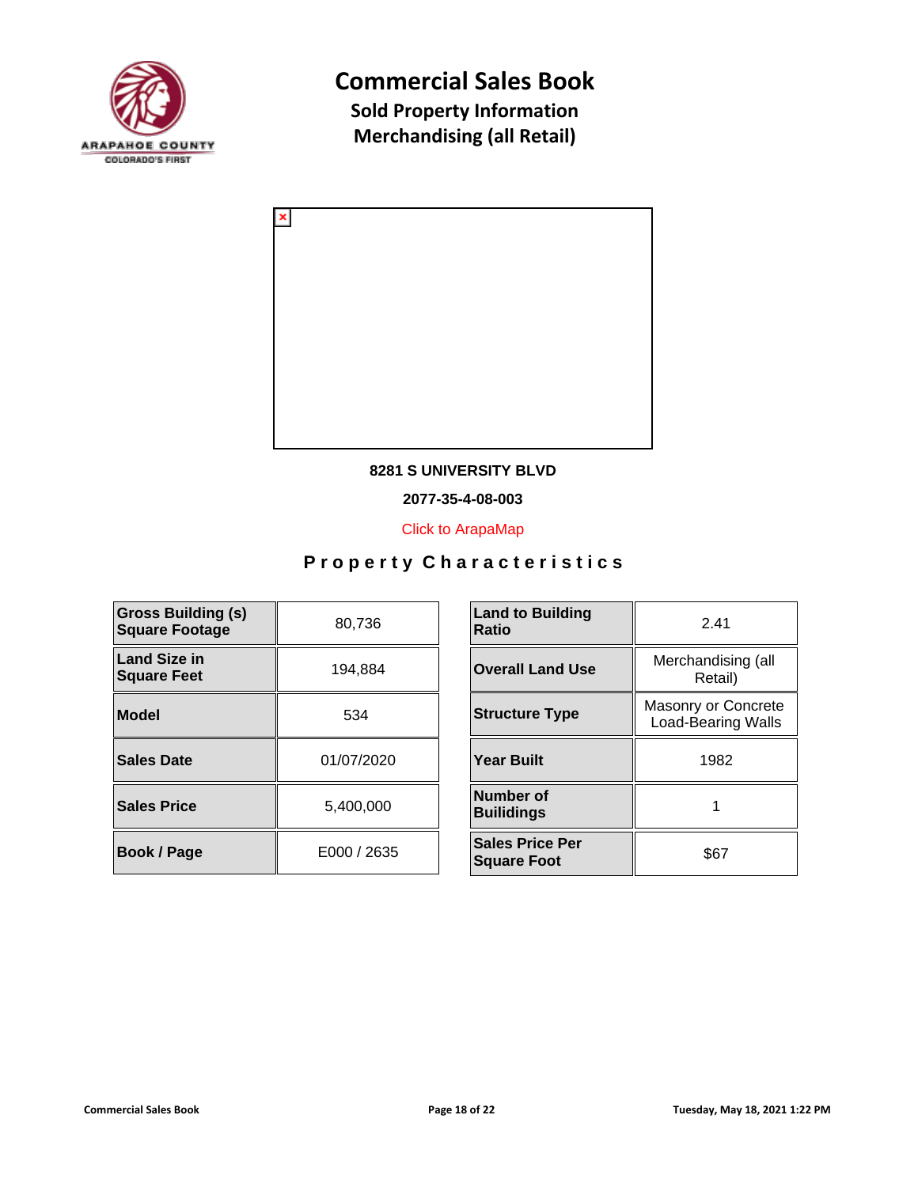# Commercial Sales Book

## Sold Property Information

## Merchandising (all Retail)

**8281 S UNIVERSITY BLVD**

**2077-35-4-08-003**

Click to ArapaMap

### Property Characteristics

| | |
|---|---|
| **Gross Building (s) Square Footage** | 80,736 |
| **Land Size in Square Feet** | 194,884 |
| **Model** | 534 |
| **Sales Date** | 01/07/2020 |
| **Sales Price** | 5,400,000 |
| **Book / Page** | E000 / 2635 |

| | |
|---|---|
| **Land to Building Ratio** | 2.41 |
| **Overall Land Use** | Merchandising (all Retail) |
| **Structure Type** | Masonry or Concrete Load-Bearing Walls |
| **Year Built** | 1982 |
| **Number of Builidings** | 1 |
| **Sales Price Per Square Foot** | $67 |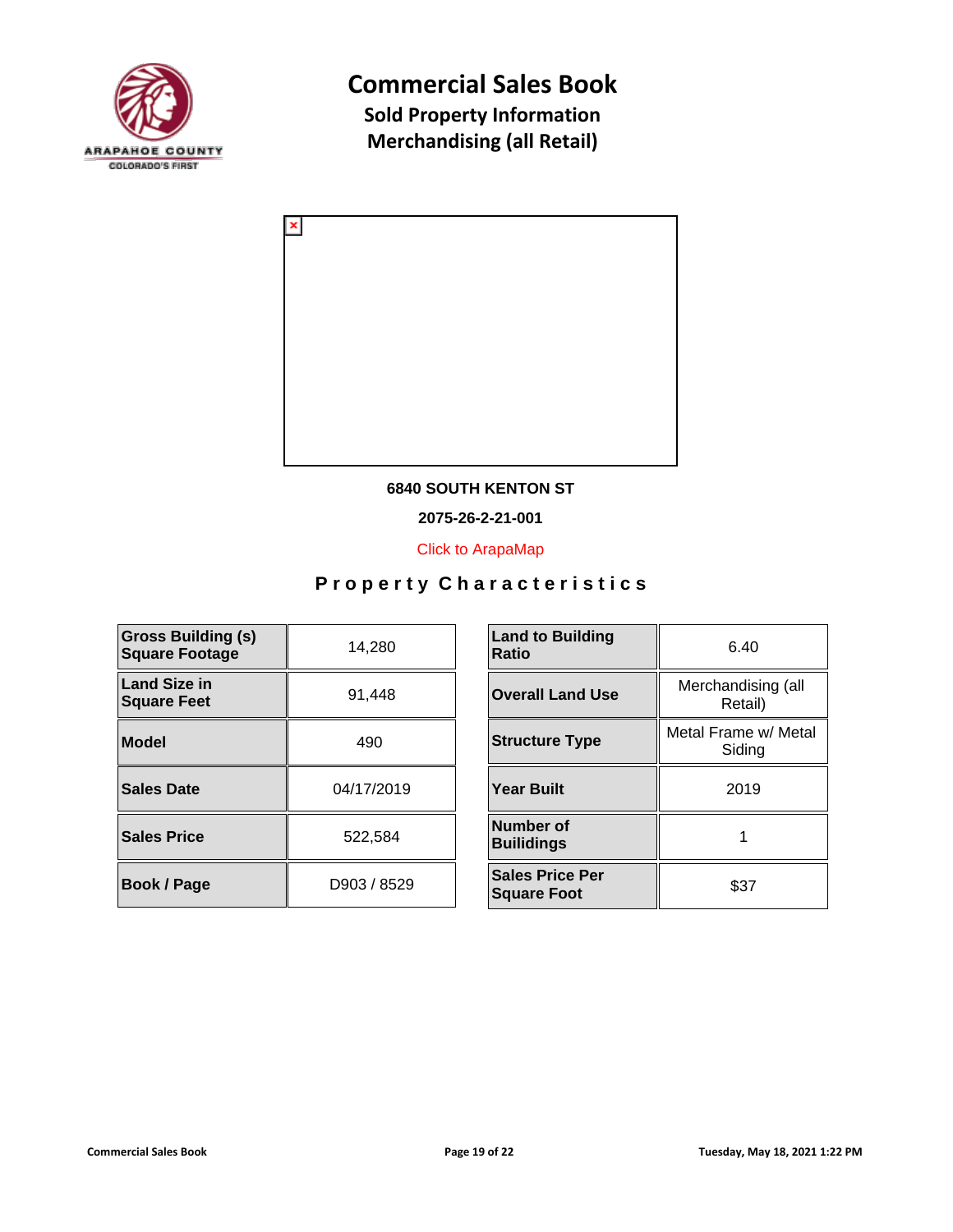# Commercial Sales Book

## Sold Property Information

## Merchandising (all Retail)

**6840 SOUTH KENTON ST**

**2075-26-2-21-001**

Click to ArapaMap

### Property Characteristics

| | |
|---|---|
| **Gross Building (s) Square Footage** | 14,280 |
| **Land Size in Square Feet** | 91,448 |
| **Model** | 490 |
| **Sales Date** | 04/17/2019 |
| **Sales Price** | 522,584 |
| **Book / Page** | D903 / 8529 |

| | |
|---|---|
| **Land to Building Ratio** | 6.40 |
| **Overall Land Use** | Merchandising (all Retail) |
| **Structure Type** | Metal Frame w/ Metal Siding |
| **Year Built** | 2019 |
| **Number of Builidings** | 1 |
| **Sales Price Per Square Foot** | $37 |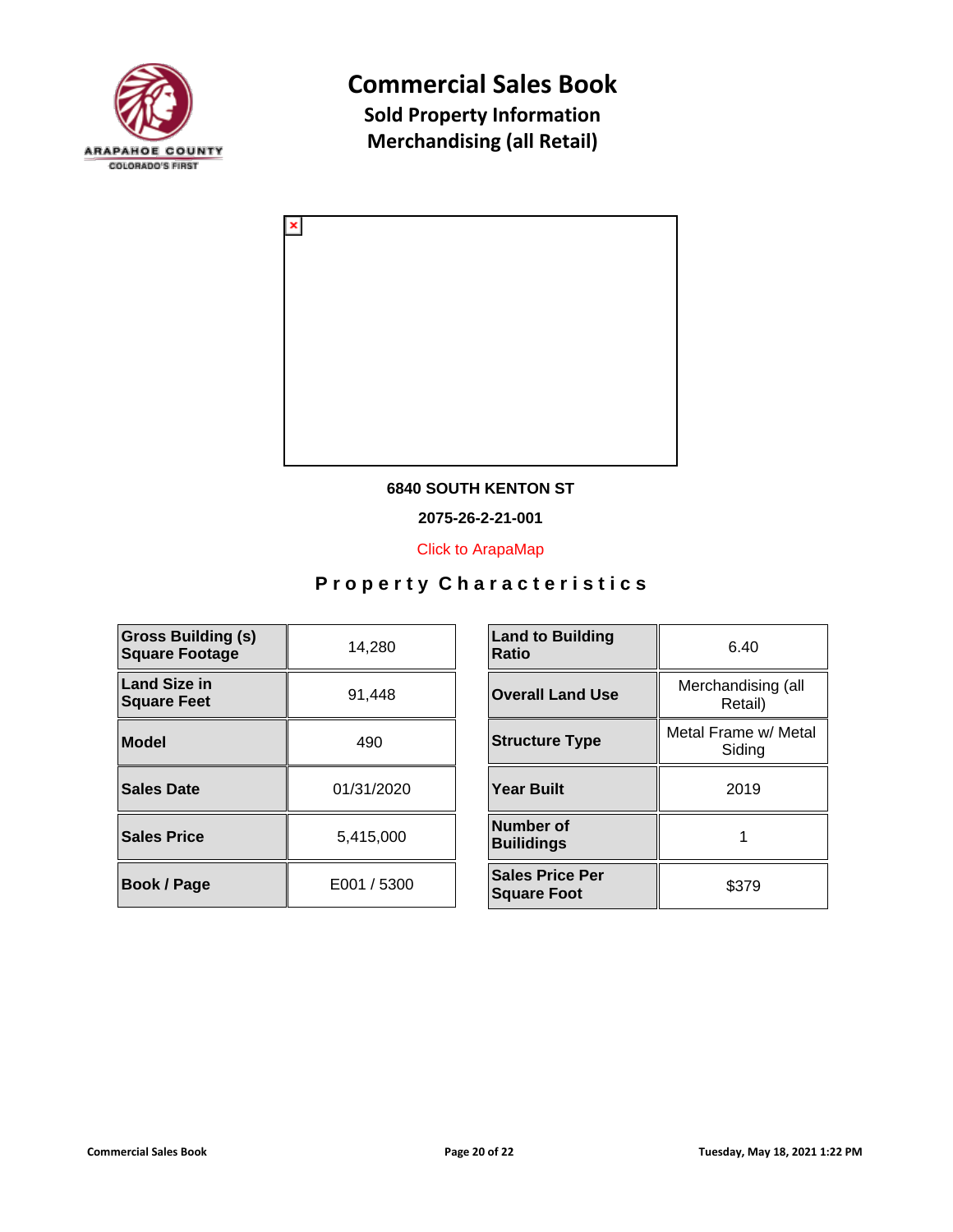# Commercial Sales Book

## Sold Property Information

## Merchandising (all Retail)

**6840 SOUTH KENTON ST**

**2075-26-2-21-001**

Click to ArapaMap

### Property Characteristics

| **Gross Building (s) Square Footage** | 14,280 |
|---|---|
| **Land Size in Square Feet** | 91,448 |
| **Model** | 490 |
| **Sales Date** | 01/31/2020 |
| **Sales Price** | 5,415,000 |
| **Book / Page** | E001 / 5300 |

| **Land to Building Ratio** | 6.40 |
|---|---|
| **Overall Land Use** | Merchandising (all Retail) |
| **Structure Type** | Metal Frame w/ Metal Siding |
| **Year Built** | 2019 |
| **Number of Builidings** | 1 |
| **Sales Price Per Square Foot** | $379 |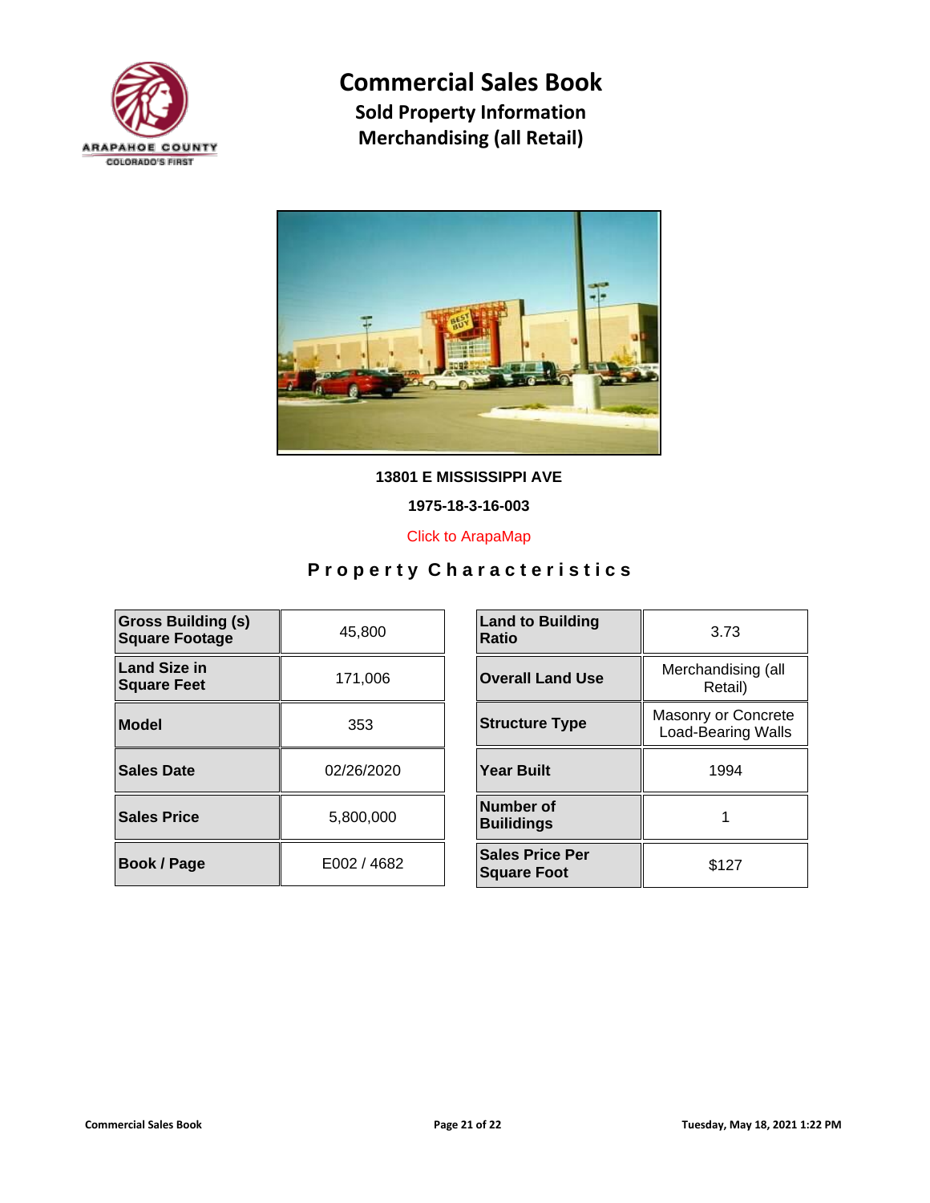# Commercial Sales Book

## Sold Property Information

## Merchandising (all Retail)

**13801 E MISSISSIPPI AVE**

**1975-18-3-16-003**

Click to ArapaMap

## Property Characteristics

| | |
|---|---|
| **Gross Building (s) Square Footage** | 45,800 |
| **Land Size in Square Feet** | 171,006 |
| **Model** | 353 |
| **Sales Date** | 02/26/2020 |
| **Sales Price** | 5,800,000 |
| **Book / Page** | E002 / 4682 |

| | |
|---|---|
| **Land to Building Ratio** | 3.73 |
| **Overall Land Use** | Merchandising (all Retail) |
| **Structure Type** | Masonry or Concrete Load-Bearing Walls |
| **Year Built** | 1994 |
| **Number of Builidings** | 1 |
| **Sales Price Per Square Foot** | $127 |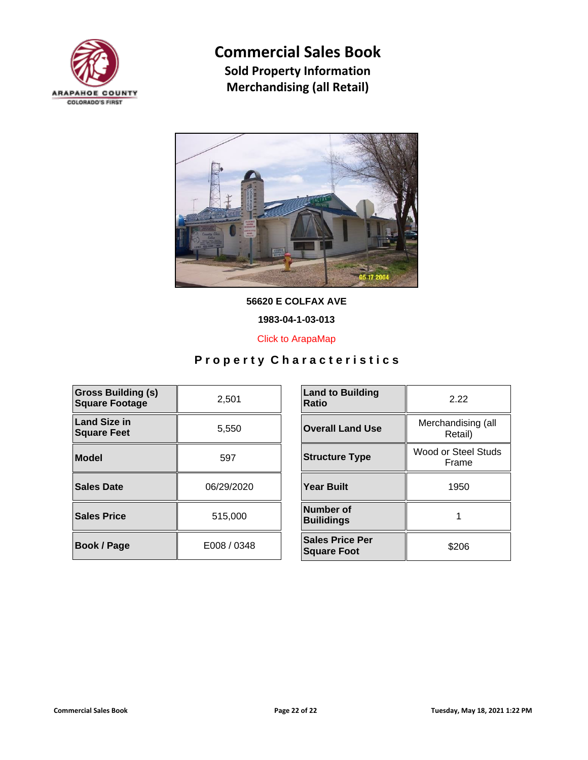# Commercial Sales Book

## Sold Property Information

## Merchandising (all Retail)

**56620 E COLFAX AVE**

**1983-04-1-03-013**

Click to ArapaMap

### Property Characteristics

| | | | |
|---|---|---|---|
| **Gross Building (s) Square Footage** | 2,501 | **Land to Building Ratio** | 2.22 |
| **Land Size in Square Feet** | 5,550 | **Overall Land Use** | Merchandising (all Retail) |
| **Model** | 597 | **Structure Type** | Wood or Steel Studs Frame |
| **Sales Date** | 06/29/2020 | **Year Built** | 1950 |
| **Sales Price** | 515,000 | **Number of Builidings** | 1 |
| **Book / Page** | E008 / 0348 | **Sales Price Per Square Foot** | $206 |